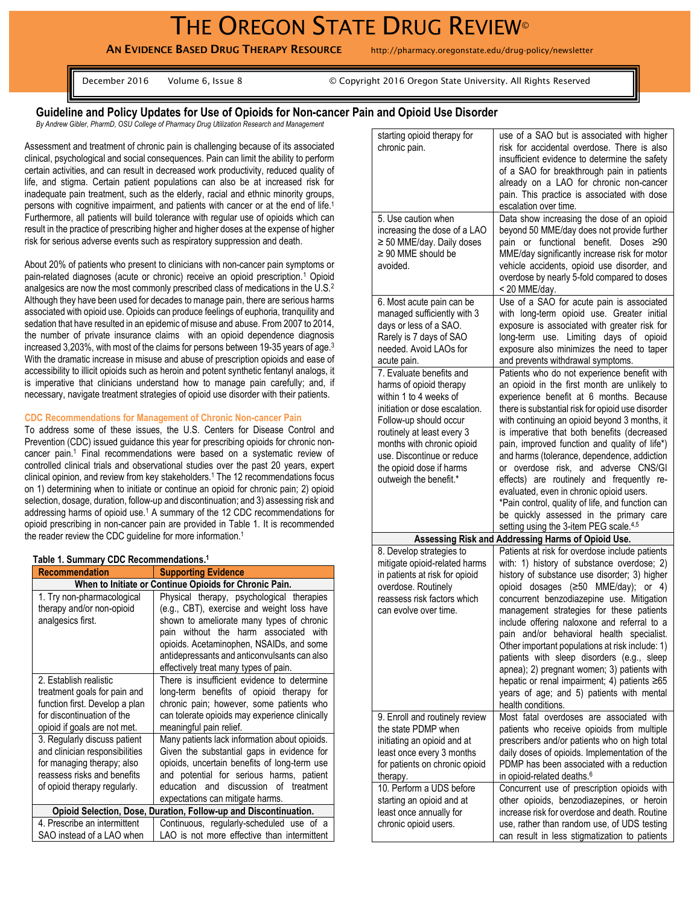# THE OREGON STATE DRUG REVIEW©

**AN EVIDENCE BASED DRUG THERAPY RESOURCE** http://pharmacy.oregonstate.edu/drug-policy/newsletter

December 2016 Volume 6, Issue 8 © Copyright 2016 Oregon State University. All Rights Reserved

## Guideline and Policy Updates for Use of Opioids for Non-cancer Pain and Opioid Use Disorder

*By Andrew Gibler, PharmD, OSU College of Pharmacy Drug Utilization Research and Management*

Assessment and treatment of chronic pain is challenging because of its associated clinical, psychological and social consequences. Pain can limit the ability to perform certain activities, and can result in decreased work productivity, reduced quality of life, and stigma. Certain patient populations can also be at increased risk for inadequate pain treatment, such as the elderly, racial and ethnic minority groups, persons with cognitive impairment, and patients with cancer or at the end of life.[1] Furthermore, all patients will build tolerance with regular use of opioids which can result in the practice of prescribing higher and higher doses at the expense of higher risk for serious adverse events such as respiratory suppression and death.

About 20% of patients who present to clinicians with non-cancer pain symptoms or pain-related diagnoses (acute or chronic) receive an opioid prescription.[1] Opioid analgesics are now the most commonly prescribed class of medications in the U.S.[2] Although they have been used for decades to manage pain, there are serious harms associated with opioid use. Opioids can produce feelings of euphoria, tranquility and sedation that have resulted in an epidemic of misuse and abuse. From 2007 to 2014, the number of private insurance claims with an opioid dependence diagnosis increased 3,203%, with most of the claims for persons between 19-35 years of age.[3] With the dramatic increase in misuse and abuse of prescription opioids and ease of accessibility to illicit opioids such as heroin and potent synthetic fentanyl analogs, it is imperative that clinicians understand how to manage pain carefully; and, if necessary, navigate treatment strategies of opioid use disorder with their patients.

### CDC Recommendations for Management of Chronic Non-cancer Pain

To address some of these issues, the U.S. Centers for Disease Control and Prevention (CDC) issued guidance this year for prescribing opioids for chronic non-cancer pain.[1] Final recommendations were based on a systematic review of controlled clinical trials and observational studies over the past 20 years, expert clinical opinion, and review from key stakeholders.[1] The 12 recommendations focus on 1) determining when to initiate or continue an opioid for chronic pain; 2) opioid selection, dosage, duration, follow-up and discontinuation; and 3) assessing risk and addressing harms of opioid use.[1] A summary of the 12 CDC recommendations for opioid prescribing in non-cancer pain are provided in Table 1. It is recommended the reader review the CDC guideline for more information.[1]

**Table 1. Summary CDC Recommendations.[1]**

| Recommendation | Supporting Evidence |
|---|---|
| **When to Initiate or Continue Opioids for Chronic Pain.** | |
| 1. Try non-pharmacological therapy and/or non-opioid analgesics first. | Physical therapy, psychological therapies (e.g., CBT), exercise and weight loss have shown to ameliorate many types of chronic pain without the harm associated with opioids. Acetaminophen, NSAIDs, and some antidepressants and anticonvulsants can also effectively treat many types of pain. |
| 2. Establish realistic treatment goals for pain and function first. Develop a plan for discontinuation of the opioid if goals are not met. | There is insufficient evidence to determine long-term benefits of opioid therapy for chronic pain; however, some patients who can tolerate opioids may experience clinically meaningful pain relief. |
| 3. Regularly discuss patient and clinician responsibilities for managing therapy; also reassess risks and benefits of opioid therapy regularly. | Many patients lack information about opioids. Given the substantial gaps in evidence for opioids, uncertain benefits of long-term use and potential for serious harms, patient education and discussion of treatment expectations can mitigate harms. |
| **Opioid Selection, Dose, Duration, Follow-up and Discontinuation.** | |
| 4. Prescribe an intermittent SAO instead of a LAO when starting opioid therapy for chronic pain. | Continuous, regularly-scheduled use of a LAO is not more effective than intermittent use of a SAO but is associated with higher risk for accidental overdose. There is also insufficient evidence to determine the safety of a SAO for breakthrough pain in patients already on a LAO for chronic non-cancer pain. This practice is associated with dose escalation over time. |
| 5. Use caution when increasing the dose of a LAO ≥ 50 MME/day. Daily doses ≥ 90 MME should be avoided. | Data show increasing the dose of an opioid beyond 50 MME/day does not provide further pain or functional benefit. Doses ≥90 MME/day significantly increase risk for motor vehicle accidents, opioid use disorder, and overdose by nearly 5-fold compared to doses < 20 MME/day. |
| 6. Most acute pain can be managed sufficiently with 3 days or less of a SAO. Rarely is 7 days of SAO needed. Avoid LAOs for acute pain. | Use of a SAO for acute pain is associated with long-term opioid use. Greater initial exposure is associated with greater risk for long-term use. Limiting days of opioid exposure also minimizes the need to taper and prevents withdrawal symptoms. |
| 7. Evaluate benefits and harms of opioid therapy within 1 to 4 weeks of initiation or dose escalation. Follow-up should occur routinely at least every 3 months with chronic opioid use. Discontinue or reduce the opioid dose if harms outweigh the benefit.* | Patients who do not experience benefit with an opioid in the first month are unlikely to experience benefit at 6 months. Because there is substantial risk for opioid use disorder with continuing an opioid beyond 3 months, it is imperative that both benefits (decreased pain, improved function and quality of life*) and harms (tolerance, dependence, addiction or overdose risk, and adverse CNS/GI effects) are routinely and frequently re-evaluated, even in chronic opioid users. *Pain control, quality of life, and function can be quickly assessed in the primary care setting using the 3-item PEG scale.[4,5] |
| **Assessing Risk and Addressing Harms of Opioid Use.** | |
| 8. Develop strategies to mitigate opioid-related harms in patients at risk for opioid overdose. Routinely reassess risk factors which can evolve over time. | Patients at risk for overdose include patients with: 1) history of substance overdose; 2) history of substance use disorder; 3) higher opioid dosages (≥50 MME/day); or 4) concurrent benzodiazepine use. Mitigation management strategies for these patients include offering naloxone and referral to a pain and/or behavioral health specialist. Other important populations at risk include: 1) patients with sleep disorders (e.g., sleep apnea); 2) pregnant women; 3) patients with hepatic or renal impairment; 4) patients ≥65 years of age; and 5) patients with mental health conditions. |
| 9. Enroll and routinely review the state PDMP when initiating an opioid and at least once every 3 months for patients on chronic opioid therapy. | Most fatal overdoses are associated with patients who receive opioids from multiple prescribers and/or patients who on high total daily doses of opioids. Implementation of the PDMP has been associated with a reduction in opioid-related deaths.[6] |
| 10. Perform a UDS before starting an opioid and at least once annually for chronic opioid users. | Concurrent use of prescription opioids with other opioids, benzodiazepines, or heroin increase risk for overdose and death. Routine use, rather than random use, of UDS testing can result in less stigmatization to patients |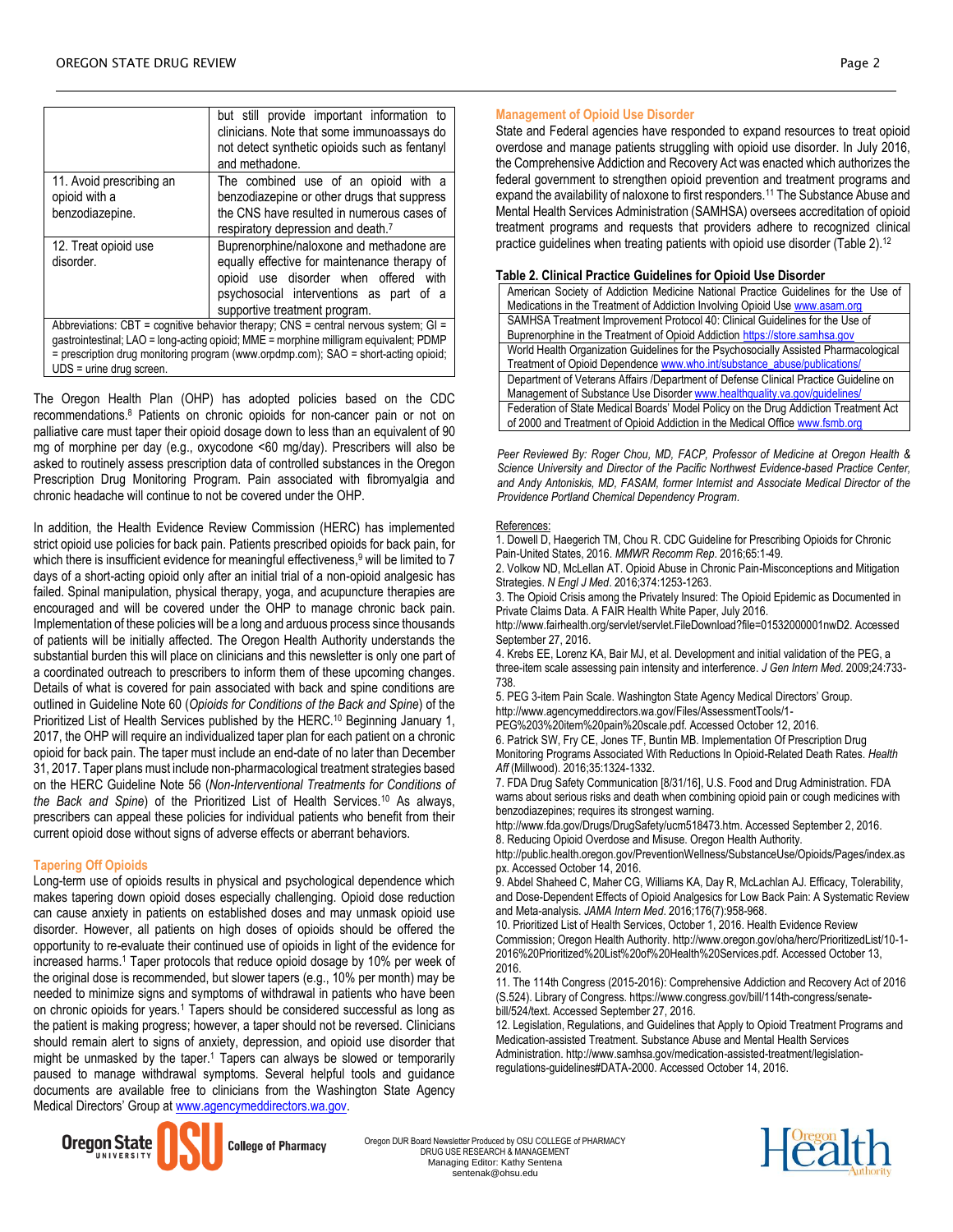| | |
|---|---|
| | but still provide important information to clinicians. Note that some immunoassays do not detect synthetic opioids such as fentanyl and methadone. |
| 11. Avoid prescribing an opioid with a benzodiazepine. | The combined use of an opioid with a benzodiazepine or other drugs that suppress the CNS have resulted in numerous cases of respiratory depression and death.[7] |
| 12. Treat opioid use disorder. | Buprenorphine/naloxone and methadone are equally effective for maintenance therapy of opioid use disorder when offered with psychosocial interventions as part of a supportive treatment program. |

Abbreviations: CBT = cognitive behavior therapy; CNS = central nervous system; GI = gastrointestinal; LAO = long-acting opioid; MME = morphine milligram equivalent; PDMP = prescription drug monitoring program (www.orpdmp.com); SAO = short-acting opioid; UDS = urine drug screen.

The Oregon Health Plan (OHP) has adopted policies based on the CDC recommendations.[8] Patients on chronic opioids for non-cancer pain or not on palliative care must taper their opioid dosage down to less than an equivalent of 90 mg of morphine per day (e.g., oxycodone <60 mg/day). Prescribers will also be asked to routinely assess prescription data of controlled substances in the Oregon Prescription Drug Monitoring Program. Pain associated with fibromyalgia and chronic headache will continue to not be covered under the OHP.

In addition, the Health Evidence Review Commission (HERC) has implemented strict opioid use policies for back pain. Patients prescribed opioids for back pain, for which there is insufficient evidence for meaningful effectiveness,[9] will be limited to 7 days of a short-acting opioid only after an initial trial of a non-opioid analgesic has failed. Spinal manipulation, physical therapy, yoga, and acupuncture therapies are encouraged and will be covered under the OHP to manage chronic back pain. Implementation of these policies will be a long and arduous process since thousands of patients will be initially affected. The Oregon Health Authority understands the substantial burden this will place on clinicians and this newsletter is only one part of a coordinated outreach to prescribers to inform them of these upcoming changes. Details of what is covered for pain associated with back and spine conditions are outlined in Guideline Note 60 (*Opioids for Conditions of the Back and Spine*) of the Prioritized List of Health Services published by the HERC.[10] Beginning January 1, 2017, the OHP will require an individualized taper plan for each patient on a chronic opioid for back pain. The taper must include an end-date of no later than December 31, 2017. Taper plans must include non-pharmacological treatment strategies based on the HERC Guideline Note 56 (*Non-Interventional Treatments for Conditions of the Back and Spine*) of the Prioritized List of Health Services.[10] As always, prescribers can appeal these policies for individual patients who benefit from their current opioid dose without signs of adverse effects or aberrant behaviors.

## Tapering Off Opioids

Long-term use of opioids results in physical and psychological dependence which makes tapering down opioid doses especially challenging. Opioid dose reduction can cause anxiety in patients on established doses and may unmask opioid use disorder. However, all patients on high doses of opioids should be offered the opportunity to re-evaluate their continued use of opioids in light of the evidence for increased harms.[1] Taper protocols that reduce opioid dosage by 10% per week of the original dose is recommended, but slower tapers (e.g., 10% per month) may be needed to minimize signs and symptoms of withdrawal in patients who have been on chronic opioids for years.[1] Tapers should be considered successful as long as the patient is making progress; however, a taper should not be reversed. Clinicians should remain alert to signs of anxiety, depression, and opioid use disorder that might be unmasked by the taper.[1] Tapers can always be slowed or temporarily paused to manage withdrawal symptoms. Several helpful tools and guidance documents are available free to clinicians from the Washington State Agency Medical Directors' Group at www.agencymeddirectors.wa.gov.

## Management of Opioid Use Disorder

State and Federal agencies have responded to expand resources to treat opioid overdose and manage patients struggling with opioid use disorder. In July 2016, the Comprehensive Addiction and Recovery Act was enacted which authorizes the federal government to strengthen opioid prevention and treatment programs and expand the availability of naloxone to first responders.[11] The Substance Abuse and Mental Health Services Administration (SAMHSA) oversees accreditation of opioid treatment programs and requests that providers adhere to recognized clinical practice guidelines when treating patients with opioid use disorder (Table 2).[12]

**Table 2. Clinical Practice Guidelines for Opioid Use Disorder**

| |
|---|
| American Society of Addiction Medicine National Practice Guidelines for the Use of Medications in the Treatment of Addiction Involving Opioid Use www.asam.org |
| SAMHSA Treatment Improvement Protocol 40: Clinical Guidelines for the Use of Buprenorphine in the Treatment of Opioid Addiction https://store.samhsa.gov |
| World Health Organization Guidelines for the Psychosocially Assisted Pharmacological Treatment of Opioid Dependence www.who.int/substance_abuse/publications/ |
| Department of Veterans Affairs /Department of Defense Clinical Practice Guideline on Management of Substance Use Disorder www.healthquality.va.gov/guidelines/ |
| Federation of State Medical Boards' Model Policy on the Drug Addiction Treatment Act of 2000 and Treatment of Opioid Addiction in the Medical Office www.fsmb.org |

*Peer Reviewed By: Roger Chou, MD, FACP, Professor of Medicine at Oregon Health & Science University and Director of the Pacific Northwest Evidence-based Practice Center, and Andy Antoniskis, MD, FASAM, former Internist and Associate Medical Director of the Providence Portland Chemical Dependency Program.*

References:

1. Dowell D, Haegerich TM, Chou R. CDC Guideline for Prescribing Opioids for Chronic Pain-United States, 2016. *MMWR Recomm Rep*. 2016;65:1-49.
2. Volkow ND, McLellan AT. Opioid Abuse in Chronic Pain-Misconceptions and Mitigation Strategies. *N Engl J Med*. 2016;374:1253-1263.
3. The Opioid Crisis among the Privately Insured: The Opioid Epidemic as Documented in Private Claims Data. A FAIR Health White Paper, July 2016. http://www.fairhealth.org/servlet/servlet.FileDownload?file=01532000001nwD2. Accessed September 27, 2016.
4. Krebs EE, Lorenz KA, Bair MJ, et al. Development and initial validation of the PEG, a three-item scale assessing pain intensity and interference. *J Gen Intern Med*. 2009;24:733-738.
5. PEG 3-item Pain Scale. Washington State Agency Medical Directors' Group. http://www.agencymeddirectors.wa.gov/Files/AssessmentTools/1-PEG%203%20item%20pain%20scale.pdf. Accessed October 12, 2016.
6. Patrick SW, Fry CE, Jones TF, Buntin MB. Implementation Of Prescription Drug Monitoring Programs Associated With Reductions In Opioid-Related Death Rates. *Health Aff* (Millwood). 2016;35:1324-1332.
7. FDA Drug Safety Communication [8/31/16], U.S. Food and Drug Administration. FDA warns about serious risks and death when combining opioid pain or cough medicines with benzodiazepines; requires its strongest warning. http://www.fda.gov/Drugs/DrugSafety/ucm518473.htm. Accessed September 2, 2016.
8. Reducing Opioid Overdose and Misuse. Oregon Health Authority. http://public.health.oregon.gov/PreventionWellness/SubstanceUse/Opioids/Pages/index.aspx. Accessed October 14, 2016.
9. Abdel Shaheed C, Maher CG, Williams KA, Day R, McLachlan AJ. Efficacy, Tolerability, and Dose-Dependent Effects of Opioid Analgesics for Low Back Pain: A Systematic Review and Meta-analysis. *JAMA Intern Med*. 2016;176(7):958-968.
10. Prioritized List of Health Services, October 1, 2016. Health Evidence Review Commission; Oregon Health Authority. http://www.oregon.gov/oha/herc/PrioritizedList/10-1-2016%20Prioritized%20List%20of%20Health%20Services.pdf. Accessed October 13, 2016.
11. The 114th Congress (2015-2016): Comprehensive Addiction and Recovery Act of 2016 (S.524). Library of Congress. https://www.congress.gov/bill/114th-congress/senate-bill/524/text. Accessed September 27, 2016.
12. Legislation, Regulations, and Guidelines that Apply to Opioid Treatment Programs and Medication-assisted Treatment. Substance Abuse and Mental Health Services Administration. http://www.samhsa.gov/medication-assisted-treatment/legislation-regulations-guidelines#DATA-2000. Accessed October 14, 2016.

Oregon DUR Board Newsletter Produced by OSU COLLEGE of PHARMACY DRUG USE RESEARCH & MANAGEMENT
Managing Editor: Kathy Sentena
sentenak@ohsu.edu